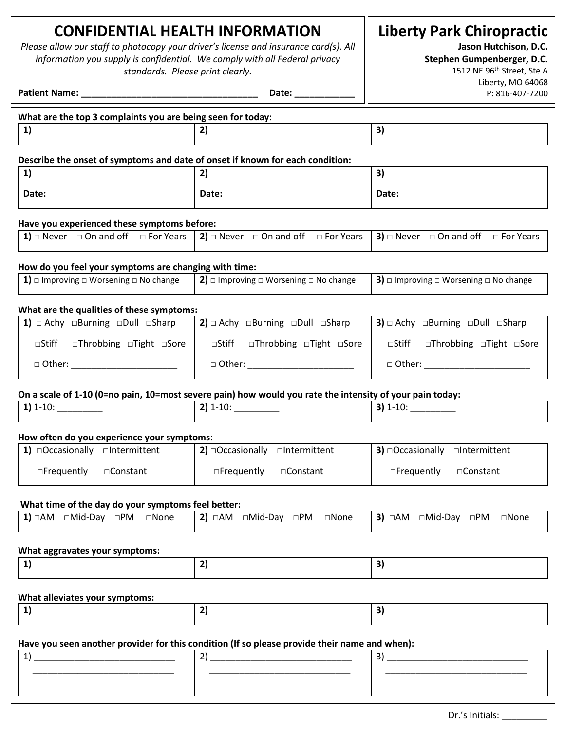# CONFIDENTIAL HEALTH INFORMATION

*Please allow our staff to photocopy your driver's license and insurance card(s). All information you supply is confidential. We comply with all Federal privacy standards. Please print clearly.*

**Patient Name:** ___________________________________ **Date:** ____________

## Liberty Park Chiropractic

**Jason Hutchison, D.C.**
**Stephen Gumpenberger, D.C.**
1512 NE 96th Street, Ste A
Liberty, MO 64068
P: 816-407-7200

**What are the top 3 complaints you are being seen for today:**

| 1) | 2) | 3) |
|---|---|---|

**Describe the onset of symptoms and date of onset if known for each condition:**

| 1) | 2) | 3) |
|---|---|---|
| Date: | Date: | Date: |

**Have you experienced these symptoms before:**

| 1) □ Never □ On and off □ For Years | 2) □ Never □ On and off □ For Years | 3) □ Never □ On and off □ For Years |
|---|---|---|

**How do you feel your symptoms are changing with time:**

| 1) □ Improving □ Worsening □ No change | 2) □ Improving □ Worsening □ No change | 3) □ Improving □ Worsening □ No change |
|---|---|---|

**What are the qualities of these symptoms:**

| 1) □ Achy □Burning □Dull □Sharp | 2) □ Achy □Burning □Dull □Sharp | 3) □ Achy □Burning □Dull □Sharp |
|---|---|---|
| □Stiff □Throbbing □Tight □Sore | □Stiff □Throbbing □Tight □Sore | □Stiff □Throbbing □Tight □Sore |
| □ Other: ______________________ | □ Other: ______________________ | □ Other: ______________________ |

**On a scale of 1-10 (0=no pain, 10=most severe pain) how would you rate the intensity of your pain today:**

| 1) 1-10: _________ | 2) 1-10: _________ | 3) 1-10: _________ |
|---|---|---|

**How often do you experience your symptoms**:

| 1) □Occasionally □Intermittent | 2) □Occasionally □Intermittent | 3) □Occasionally □Intermittent |
|---|---|---|
| □Frequently □Constant | □Frequently □Constant | □Frequently □Constant |

**What time of the day do your symptoms feel better:**

| 1) □AM □Mid-Day □PM □None | 2) □AM □Mid-Day □PM □None | 3) □AM □Mid-Day □PM □None |
|---|---|---|

**What aggravates your symptoms:**

| 1) | 2) | 3) |
|---|---|---|

**What alleviates your symptoms:**

| 1) | 2) | 3) |
|---|---|---|

**Have you seen another provider for this condition (If so please provide their name and when):**

| 1) _____________________________ | 2) _____________________________ | 3) _____________________________ |
|---|---|---|
| _____________________________ | _____________________________ | _____________________________ |

Dr.'s Initials: _________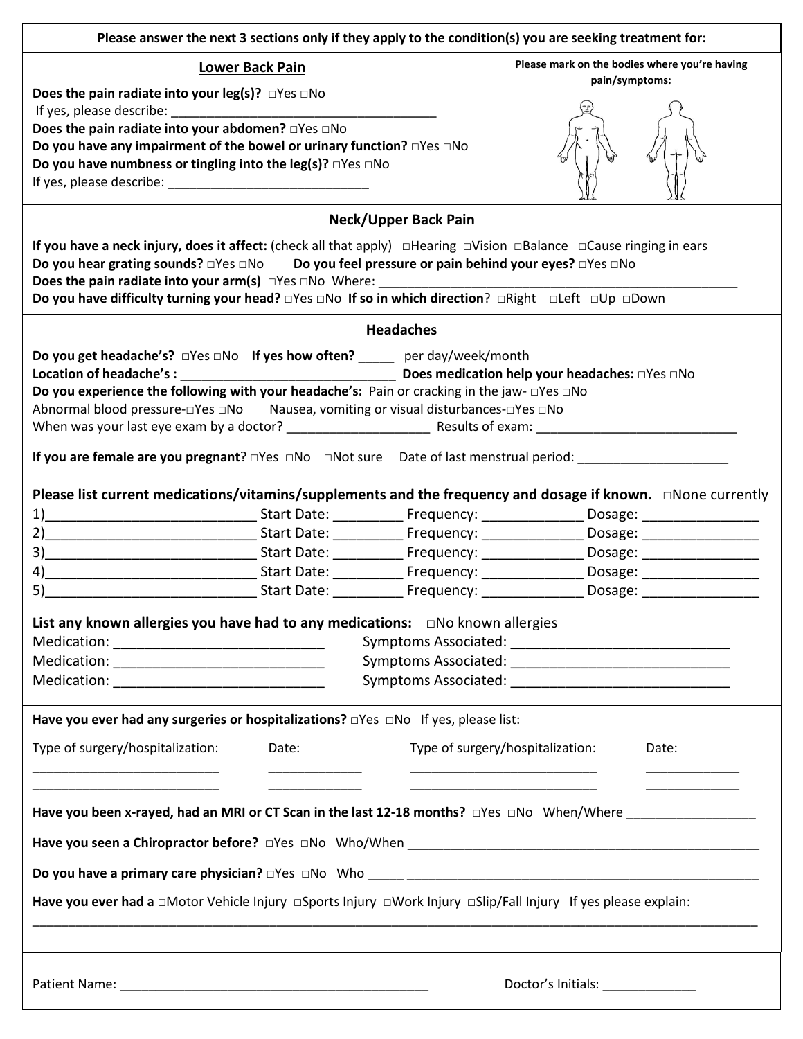**Please answer the next 3 sections only if they apply to the condition(s) you are seeking treatment for:**

## Lower Back Pain

**Does the pain radiate into your leg(s)?** □Yes □No
If yes, please describe: ______________________________________
**Does the pain radiate into your abdomen?** □Yes □No
**Do you have any impairment of the bowel or urinary function?** □Yes □No
**Do you have numbness or tingling into the leg(s)?** □Yes □No
If yes, please describe: ____________________________

**Please mark on the bodies where you're having pain/symptoms:**

## Neck/Upper Back Pain

**If you have a neck injury, does it affect:** (check all that apply) □Hearing □Vision □Balance □Cause ringing in ears
**Do you hear grating sounds?** □Yes □No **Do you feel pressure or pain behind your eyes?** □Yes □No
**Does the pain radiate into your arm(s)** □Yes □No Where: ____________________________________________________
**Do you have difficulty turning your head?** □Yes □No **If so in which direction**? □Right □Left □Up □Down

## Headaches

**Do you get headache's?** □Yes □No **If yes how often?** _____ per day/week/month
**Location of headache's :** _______________________________ **Does medication help your headaches:** □Yes □No
**Do you experience the following with your headache's:** Pain or cracking in the jaw- □Yes □No
Abnormal blood pressure-□Yes □No Nausea, vomiting or visual disturbances-□Yes □No
When was your last eye exam by a doctor? ____________________ Results of exam: ____________________________

**If you are female are you pregnant**? □Yes □No □Not sure Date of last menstrual period: _____________________

**Please list current medications/vitamins/supplements and the frequency and dosage if known.** □None currently
1)____________________________ Start Date: _________ Frequency: _____________ Dosage: _______________
2)____________________________ Start Date: _________ Frequency: _____________ Dosage: _______________
3)____________________________ Start Date: _________ Frequency: _____________ Dosage: _______________
4)____________________________ Start Date: _________ Frequency: _____________ Dosage: _______________
5)____________________________ Start Date: _________ Frequency: _____________ Dosage: _______________

**List any known allergies you have had to any medications:** □No known allergies
Medication: ___________________________ Symptoms Associated: _____________________________
Medication: ___________________________ Symptoms Associated: _____________________________
Medication: ___________________________ Symptoms Associated: _____________________________

**Have you ever had any surgeries or hospitalizations?** □Yes □No If yes, please list:

| Type of surgery/hospitalization: | Date: | Type of surgery/hospitalization: | Date: |
|---|---|---|---|
| __________________________ | _____________ | __________________________ | _____________ |
| __________________________ | _____________ | __________________________ | _____________ |

**Have you been x-rayed, had an MRI or CT Scan in the last 12-18 months?** □Yes □No When/Where __________________

**Have you seen a Chiropractor before?** □Yes □No Who/When __________________________________________________

**Do you have a primary care physician?** □Yes □No Who _____ ______________________________________________________

**Have you ever had a** □Motor Vehicle Injury □Sports Injury □Work Injury □Slip/Fall Injury If yes please explain:
___________________________________________________________________________________________________

Patient Name: ___________________________________________ Doctor's Initials: _____________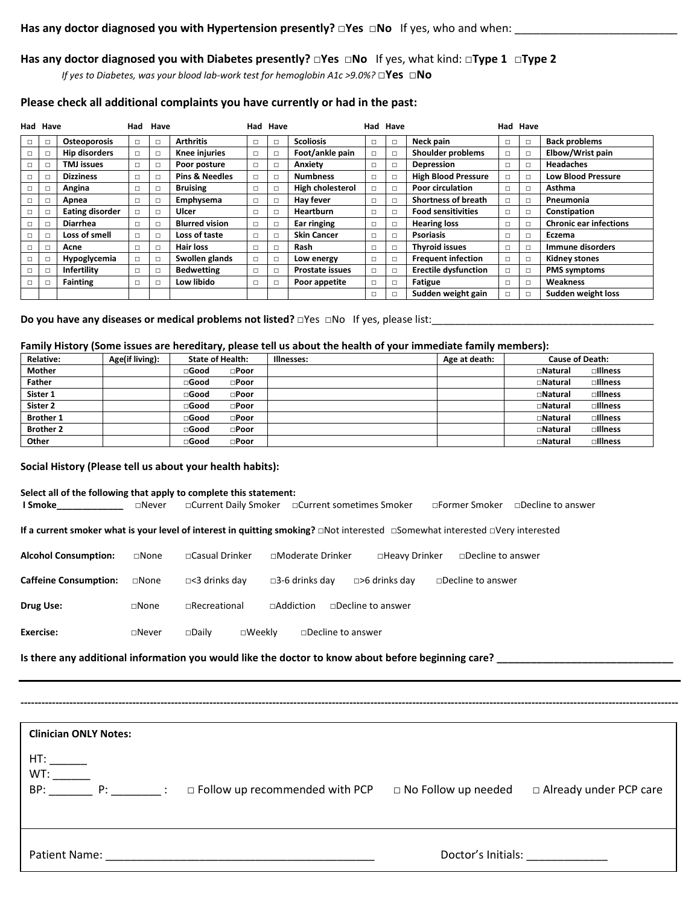**Has any doctor diagnosed you with Hypertension presently? □Yes □No** If yes, who and when: ___________________________

**Has any doctor diagnosed you with Diabetes presently? □Yes □No** If yes, what kind: **□Type 1 □Type 2**

*If yes to Diabetes, was your blood lab-work test for hemoglobin A1c >9.0%?* **□Yes □No**

**Please check all additional complaints you have currently or had in the past:**

| Had | Have | | Had | Have | | Had | Have | | Had | Have | | Had | Have | |
|---|---|---|---|---|---|---|---|---|---|---|---|---|---|---|
| □ | □ | **Osteoporosis** | □ | □ | **Arthritis** | □ | □ | **Scoliosis** | □ | □ | **Neck pain** | □ | □ | **Back problems** |
| □ | □ | **Hip disorders** | □ | □ | **Knee injuries** | □ | □ | **Foot/ankle pain** | □ | □ | **Shoulder problems** | □ | □ | **Elbow/Wrist pain** |
| □ | □ | **TMJ issues** | □ | □ | **Poor posture** | □ | □ | **Anxiety** | □ | □ | **Depression** | □ | □ | **Headaches** |
| □ | □ | **Dizziness** | □ | □ | **Pins & Needles** | □ | □ | **Numbness** | □ | □ | **High Blood Pressure** | □ | □ | **Low Blood Pressure** |
| □ | □ | **Angina** | □ | □ | **Bruising** | □ | □ | **High cholesterol** | □ | □ | **Poor circulation** | □ | □ | **Asthma** |
| □ | □ | **Apnea** | □ | □ | **Emphysema** | □ | □ | **Hay fever** | □ | □ | **Shortness of breath** | □ | □ | **Pneumonia** |
| □ | □ | **Eating disorder** | □ | □ | **Ulcer** | □ | □ | **Heartburn** | □ | □ | **Food sensitivities** | □ | □ | **Constipation** |
| □ | □ | **Diarrhea** | □ | □ | **Blurred vision** | □ | □ | **Ear ringing** | □ | □ | **Hearing loss** | □ | □ | **Chronic ear infections** |
| □ | □ | **Loss of smell** | □ | □ | **Loss of taste** | □ | □ | **Skin Cancer** | □ | □ | **Psoriasis** | □ | □ | **Eczema** |
| □ | □ | **Acne** | □ | □ | **Hair loss** | □ | □ | **Rash** | □ | □ | **Thyroid issues** | □ | □ | **Immune disorders** |
| □ | □ | **Hypoglycemia** | □ | □ | **Swollen glands** | □ | □ | **Low energy** | □ | □ | **Frequent infection** | □ | □ | **Kidney stones** |
| □ | □ | **Infertility** | □ | □ | **Bedwetting** | □ | □ | **Prostate issues** | □ | □ | **Erectile dysfunction** | □ | □ | **PMS symptoms** |
| □ | □ | **Fainting** | □ | □ | **Low libido** | □ | □ | **Poor appetite** | □ | □ | **Fatigue** | □ | □ | **Weakness** |
| | | | | | | | | | □ | □ | **Sudden weight gain** | □ | □ | **Sudden weight loss** |

**Do you have any diseases or medical problems not listed?** □Yes □No If yes, please list:_______________________________________

**Family History (Some issues are hereditary, please tell us about the health of your immediate family members):**

| Relative: | Age(if living): | State of Health: | Illnesses: | Age at death: | Cause of Death: |
|---|---|---|---|---|---|
| Mother | | □Good □Poor | | | □Natural □Illness |
| Father | | □Good □Poor | | | □Natural □Illness |
| Sister 1 | | □Good □Poor | | | □Natural □Illness |
| Sister 2 | | □Good □Poor | | | □Natural □Illness |
| Brother 1 | | □Good □Poor | | | □Natural □Illness |
| Brother 2 | | □Good □Poor | | | □Natural □Illness |
| Other | | □Good □Poor | | | □Natural □Illness |

**Social History (Please tell us about your health habits):**

**Select all of the following that apply to complete this statement:**

**I Smoke_____________** □Never □Current Daily Smoker □Current sometimes Smoker □Former Smoker □Decline to answer

**If a current smoker what is your level of interest in quitting smoking?** □Not interested □Somewhat interested □Very interested

**Alcohol Consumption:** □None □Casual Drinker □Moderate Drinker □Heavy Drinker □Decline to answer

**Caffeine Consumption:** □None □<3 drinks day □3-6 drinks day □>6 drinks day □Decline to answer

**Drug Use:** □None □Recreational □Addiction □Decline to answer

**Exercise:** □Never □Daily □Weekly □Decline to answer

**Is there any additional information you would like the doctor to know about before beginning care?** _______________________________

---

**Clinician ONLY Notes:**

HT: ______

WT: ______

BP: _______ P: ________ : □ Follow up recommended with PCP □ No Follow up needed □ Already under PCP care

Patient Name: ____________________________________________ Doctor's Initials: _____________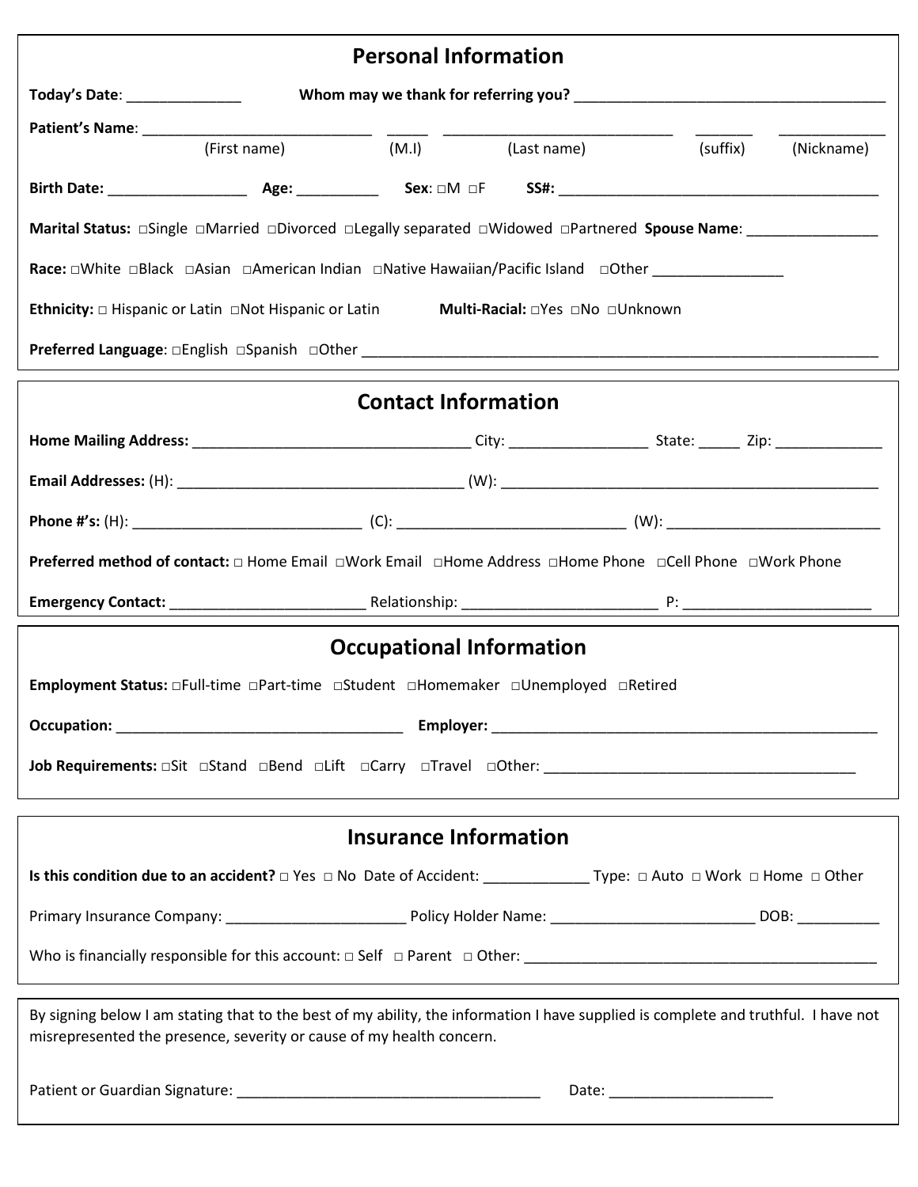## Personal Information

**Today's Date**: ______________ **Whom may we thank for referring you?** ________________________________________

**Patient's Name**: ____________________________ _____ ____________________________ _______ _____________
(First name) (M.I) (Last name) (suffix) (Nickname)

**Birth Date:** _________________ **Age:** __________ **Sex**: □M □F **SS#:** ________________________________________

**Marital Status:** □Single □Married □Divorced □Legally separated □Widowed □Partnered **Spouse Name**: ________________

**Race:** □White □Black □Asian □American Indian □Native Hawaiian/Pacific Island □Other ________________

**Ethnicity:** □ Hispanic or Latin □Not Hispanic or Latin **Multi-Racial:** □Yes □No □Unknown

**Preferred Language**: □English □Spanish □Other ________________________________________________________________

## Contact Information

**Home Mailing Address:** __________________________________ City: _________________ State: _____ Zip: _____________

**Email Addresses:** (H): ___________________________________ (W): ______________________________________________

**Phone #'s:** (H): ____________________________ (C): ____________________________ (W): __________________________

**Preferred method of contact:** □ Home Email □Work Email □Home Address □Home Phone □Cell Phone □Work Phone

**Emergency Contact:** ________________________ Relationship: ________________________ P: _______________________

## Occupational Information

**Employment Status:** □Full-time □Part-time □Student □Homemaker □Unemployed □Retired

**Occupation:** ___________________________________ **Employer:** _________________________________________________

**Job Requirements:** □Sit □Stand □Bend □Lift □Carry □Travel □Other: ______________________________________

## Insurance Information

**Is this condition due to an accident?** □ Yes □ No Date of Accident: _____________ Type: □ Auto □ Work □ Home □ Other

Primary Insurance Company: ______________________ Policy Holder Name: _________________________ DOB: __________

Who is financially responsible for this account: □ Self □ Parent □ Other: ____________________________________________

By signing below I am stating that to the best of my ability, the information I have supplied is complete and truthful. I have not misrepresented the presence, severity or cause of my health concern.

Patient or Guardian Signature: _____________________________________ Date: ____________________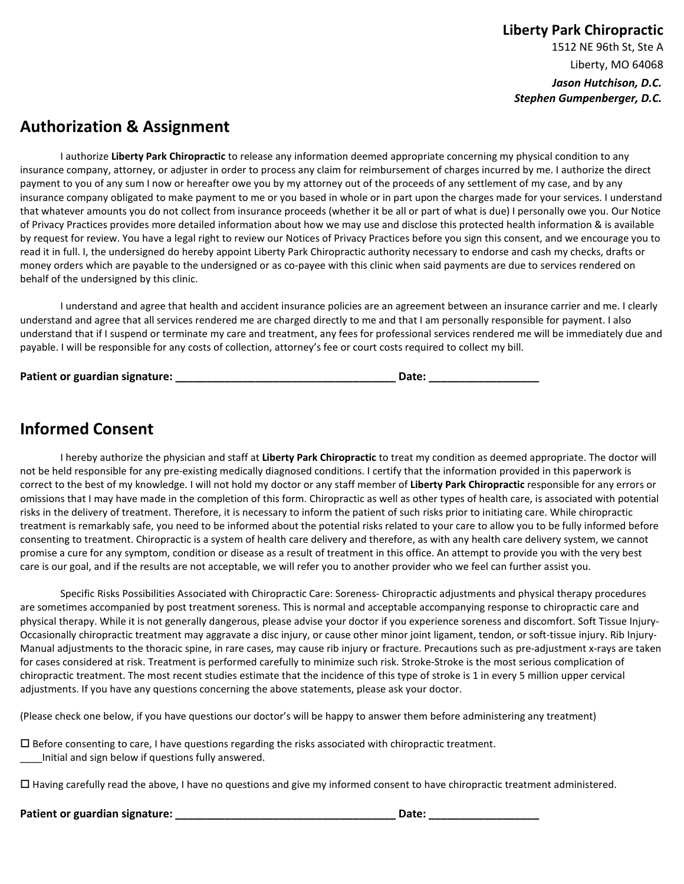**Liberty Park Chiropractic**
1512 NE 96th St, Ste A
Liberty, MO 64068
***Jason Hutchison, D.C.***
***Stephen Gumpenberger, D.C.***

## Authorization & Assignment

I authorize **Liberty Park Chiropractic** to release any information deemed appropriate concerning my physical condition to any insurance company, attorney, or adjuster in order to process any claim for reimbursement of charges incurred by me. I authorize the direct payment to you of any sum I now or hereafter owe you by my attorney out of the proceeds of any settlement of my case, and by any insurance company obligated to make payment to me or you based in whole or in part upon the charges made for your services. I understand that whatever amounts you do not collect from insurance proceeds (whether it be all or part of what is due) I personally owe you. Our Notice of Privacy Practices provides more detailed information about how we may use and disclose this protected health information & is available by request for review. You have a legal right to review our Notices of Privacy Practices before you sign this consent, and we encourage you to read it in full. I, the undersigned do hereby appoint Liberty Park Chiropractic authority necessary to endorse and cash my checks, drafts or money orders which are payable to the undersigned or as co-payee with this clinic when said payments are due to services rendered on behalf of the undersigned by this clinic.

I understand and agree that health and accident insurance policies are an agreement between an insurance carrier and me. I clearly understand and agree that all services rendered me are charged directly to me and that I am personally responsible for payment. I also understand that if I suspend or terminate my care and treatment, any fees for professional services rendered me will be immediately due and payable. I will be responsible for any costs of collection, attorney's fee or court costs required to collect my bill.

**Patient or guardian signature: ____________________________________ Date: __________________**

## Informed Consent

I hereby authorize the physician and staff at **Liberty Park Chiropractic** to treat my condition as deemed appropriate. The doctor will not be held responsible for any pre-existing medically diagnosed conditions. I certify that the information provided in this paperwork is correct to the best of my knowledge. I will not hold my doctor or any staff member of **Liberty Park Chiropractic** responsible for any errors or omissions that I may have made in the completion of this form. Chiropractic as well as other types of health care, is associated with potential risks in the delivery of treatment. Therefore, it is necessary to inform the patient of such risks prior to initiating care. While chiropractic treatment is remarkably safe, you need to be informed about the potential risks related to your care to allow you to be fully informed before consenting to treatment. Chiropractic is a system of health care delivery and therefore, as with any health care delivery system, we cannot promise a cure for any symptom, condition or disease as a result of treatment in this office. An attempt to provide you with the very best care is our goal, and if the results are not acceptable, we will refer you to another provider who we feel can further assist you.

Specific Risks Possibilities Associated with Chiropractic Care: Soreness- Chiropractic adjustments and physical therapy procedures are sometimes accompanied by post treatment soreness. This is normal and acceptable accompanying response to chiropractic care and physical therapy. While it is not generally dangerous, please advise your doctor if you experience soreness and discomfort. Soft Tissue Injury- Occasionally chiropractic treatment may aggravate a disc injury, or cause other minor joint ligament, tendon, or soft-tissue injury. Rib Injury- Manual adjustments to the thoracic spine, in rare cases, may cause rib injury or fracture. Precautions such as pre-adjustment x-rays are taken for cases considered at risk. Treatment is performed carefully to minimize such risk. Stroke-Stroke is the most serious complication of chiropractic treatment. The most recent studies estimate that the incidence of this type of stroke is 1 in every 5 million upper cervical adjustments. If you have any questions concerning the above statements, please ask your doctor.

(Please check one below, if you have questions our doctor's will be happy to answer them before administering any treatment)

☐ Before consenting to care, I have questions regarding the risks associated with chiropractic treatment.
____Initial and sign below if questions fully answered.

☐ Having carefully read the above, I have no questions and give my informed consent to have chiropractic treatment administered.

**Patient or guardian signature: ____________________________________ Date: __________________**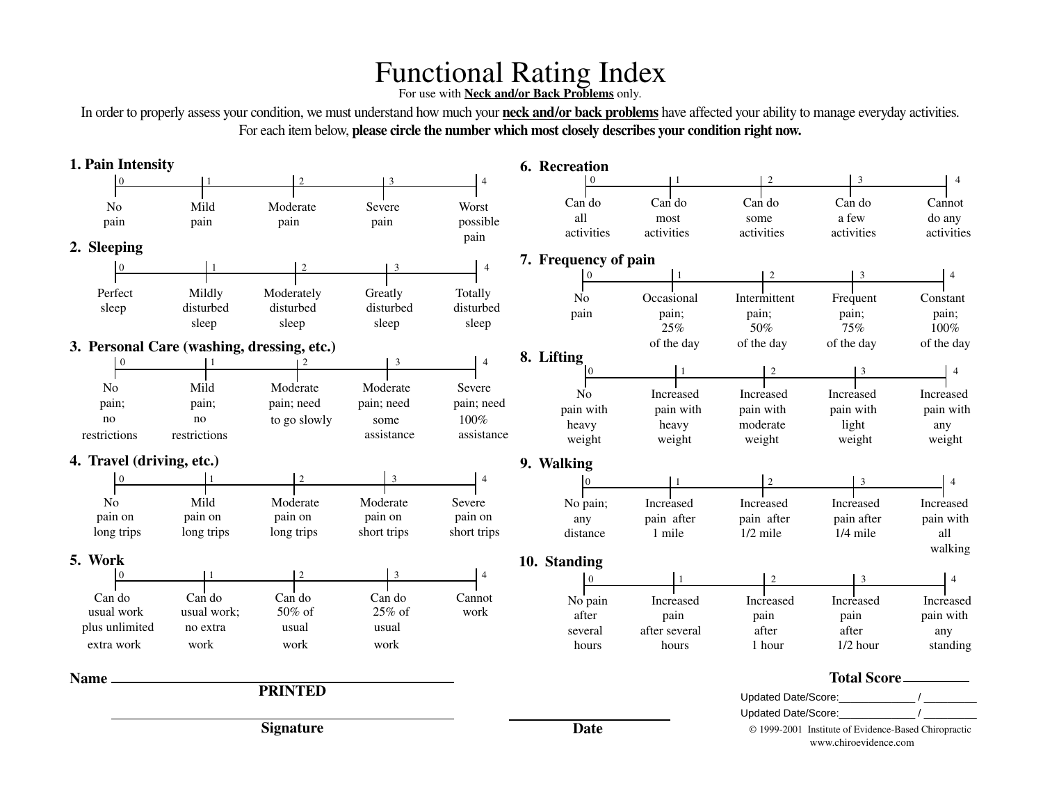# Functional Rating Index

For use with **Neck and/or Back Problems** only.

In order to properly assess your condition, we must understand how much your **neck and/or back problems** have affected your ability to manage everyday activities. For each item below, **please circle the number which most closely describes your condition right now.**

**1. Pain Intensity**

| 0 | 1 | 2 | 3 | 4 |
|---|---|---|---|---|
| No pain | Mild pain | Moderate pain | Severe pain | Worst possible pain |

**2. Sleeping**

| 0 | 1 | 2 | 3 | 4 |
|---|---|---|---|---|
| Perfect sleep | Mildly disturbed sleep | Moderately disturbed sleep | Greatly disturbed sleep | Totally disturbed sleep |

**3. Personal Care (washing, dressing, etc.)**

| 0 | 1 | 2 | 3 | 4 |
|---|---|---|---|---|
| No pain; no restrictions | Mild pain; no restrictions | Moderate pain; need to go slowly | Moderate pain; need some assistance | Severe pain; need 100% assistance |

**4. Travel (driving, etc.)**

| 0 | 1 | 2 | 3 | 4 |
|---|---|---|---|---|
| No pain on long trips | Mild pain on long trips | Moderate pain on long trips | Moderate pain on short trips | Severe pain on short trips |

**5. Work**

| 0 | 1 | 2 | 3 | 4 |
|---|---|---|---|---|
| Can do usual work plus unlimited extra work | Can do usual work; no extra work | Can do 50% of usual work | Can do 25% of usual work | Cannot work |

**6. Recreation**

| 0 | 1 | 2 | 3 | 4 |
|---|---|---|---|---|
| Can do all activities | Can do most activities | Can do some activities | Can do a few activities | Cannot do any activities |

**7. Frequency of pain**

| 0 | 1 | 2 | 3 | 4 |
|---|---|---|---|---|
| No pain | Occasional pain; 25% of the day | Intermittent pain; 50% of the day | Frequent pain; 75% of the day | Constant pain; 100% of the day |

**8. Lifting**

| 0 | 1 | 2 | 3 | 4 |
|---|---|---|---|---|
| No pain with heavy weight | Increased pain with heavy weight | Increased pain with moderate weight | Increased pain with light weight | Increased pain with any weight |

**9. Walking**

| 0 | 1 | 2 | 3 | 4 |
|---|---|---|---|---|
| No pain; any distance | Increased pain after 1 mile | Increased pain after 1/2 mile | Increased pain after 1/4 mile | Increased pain with all walking |

**10. Standing**

| 0 | 1 | 2 | 3 | 4 |
|---|---|---|---|---|
| No pain after several hours | Increased pain after several hours | Increased pain after 1 hour | Increased pain after 1/2 hour | Increased pain with any standing |

**Name** ______________________________
**PRINTED**

______________________________
**Signature**

______________________________
**Date**

**Total Score** __________

Updated Date/Score: ____________ / ________

Updated Date/Score: ____________ / ________

© 1999-2001 Institute of Evidence-Based Chiropractic
www.chiroevidence.com